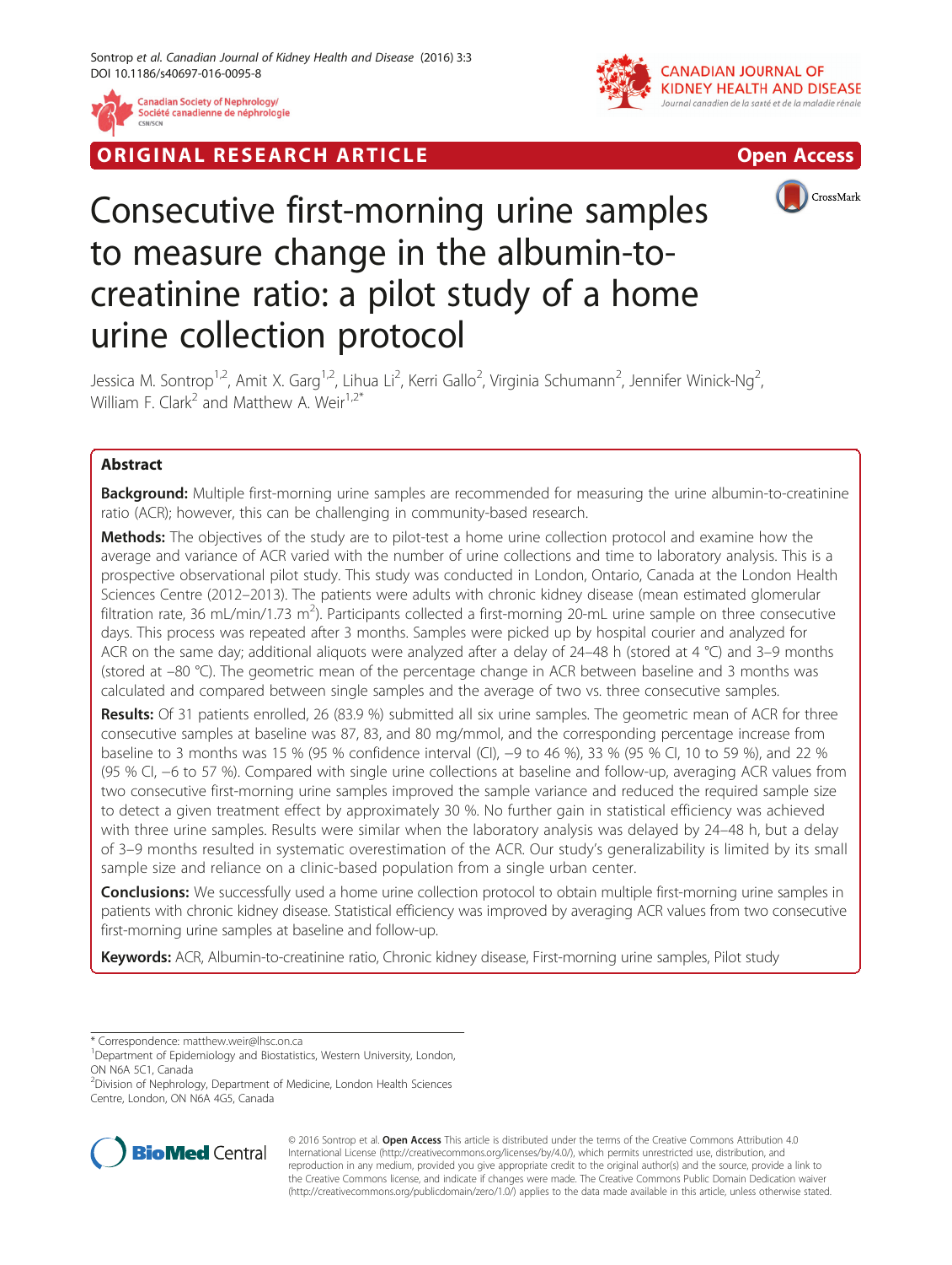ORIGINAL RESEARCH ARTICLE

Open Access

# Consecutive first-morning urine samples to measure change in the albumin-to-creatinine ratio: a pilot study of a home urine collection protocol

Jessica M. Sontrop[1,2], Amit X. Garg[1,2], Lihua Li[2], Kerri Gallo[2], Virginia Schumann[2], Jennifer Winick-Ng[2], William F. Clark[2] and Matthew A. Weir[1,2*]

## Abstract

**Background:** Multiple first-morning urine samples are recommended for measuring the urine albumin-to-creatinine ratio (ACR); however, this can be challenging in community-based research.

**Methods:** The objectives of the study are to pilot-test a home urine collection protocol and examine how the average and variance of ACR varied with the number of urine collections and time to laboratory analysis. This is a prospective observational pilot study. This study was conducted in London, Ontario, Canada at the London Health Sciences Centre (2012–2013). The patients were adults with chronic kidney disease (mean estimated glomerular filtration rate, 36 mL/min/1.73 m$^2$). Participants collected a first-morning 20-mL urine sample on three consecutive days. This process was repeated after 3 months. Samples were picked up by hospital courier and analyzed for ACR on the same day; additional aliquots were analyzed after a delay of 24–48 h (stored at 4 °C) and 3–9 months (stored at −80 °C). The geometric mean of the percentage change in ACR between baseline and 3 months was calculated and compared between single samples and the average of two vs. three consecutive samples.

**Results:** Of 31 patients enrolled, 26 (83.9 %) submitted all six urine samples. The geometric mean of ACR for three consecutive samples at baseline was 87, 83, and 80 mg/mmol, and the corresponding percentage increase from baseline to 3 months was 15 % (95 % confidence interval (CI), −9 to 46 %), 33 % (95 % CI, 10 to 59 %), and 22 % (95 % CI, −6 to 57 %). Compared with single urine collections at baseline and follow-up, averaging ACR values from two consecutive first-morning urine samples improved the sample variance and reduced the required sample size to detect a given treatment effect by approximately 30 %. No further gain in statistical efficiency was achieved with three urine samples. Results were similar when the laboratory analysis was delayed by 24–48 h, but a delay of 3–9 months resulted in systematic overestimation of the ACR. Our study's generalizability is limited by its small sample size and reliance on a clinic-based population from a single urban center.

**Conclusions:** We successfully used a home urine collection protocol to obtain multiple first-morning urine samples in patients with chronic kidney disease. Statistical efficiency was improved by averaging ACR values from two consecutive first-morning urine samples at baseline and follow-up.

**Keywords:** ACR, Albumin-to-creatinine ratio, Chronic kidney disease, First-morning urine samples, Pilot study

\* Correspondence: matthew.weir@lhsc.on.ca
[1]Department of Epidemiology and Biostatistics, Western University, London, ON N6A 5C1, Canada
[2]Division of Nephrology, Department of Medicine, London Health Sciences Centre, London, ON N6A 4G5, Canada

© 2016 Sontrop et al. **Open Access** This article is distributed under the terms of the Creative Commons Attribution 4.0 International License (http://creativecommons.org/licenses/by/4.0/), which permits unrestricted use, distribution, and reproduction in any medium, provided you give appropriate credit to the original author(s) and the source, provide a link to the Creative Commons license, and indicate if changes were made. The Creative Commons Public Domain Dedication waiver (http://creativecommons.org/publicdomain/zero/1.0/) applies to the data made available in this article, unless otherwise stated.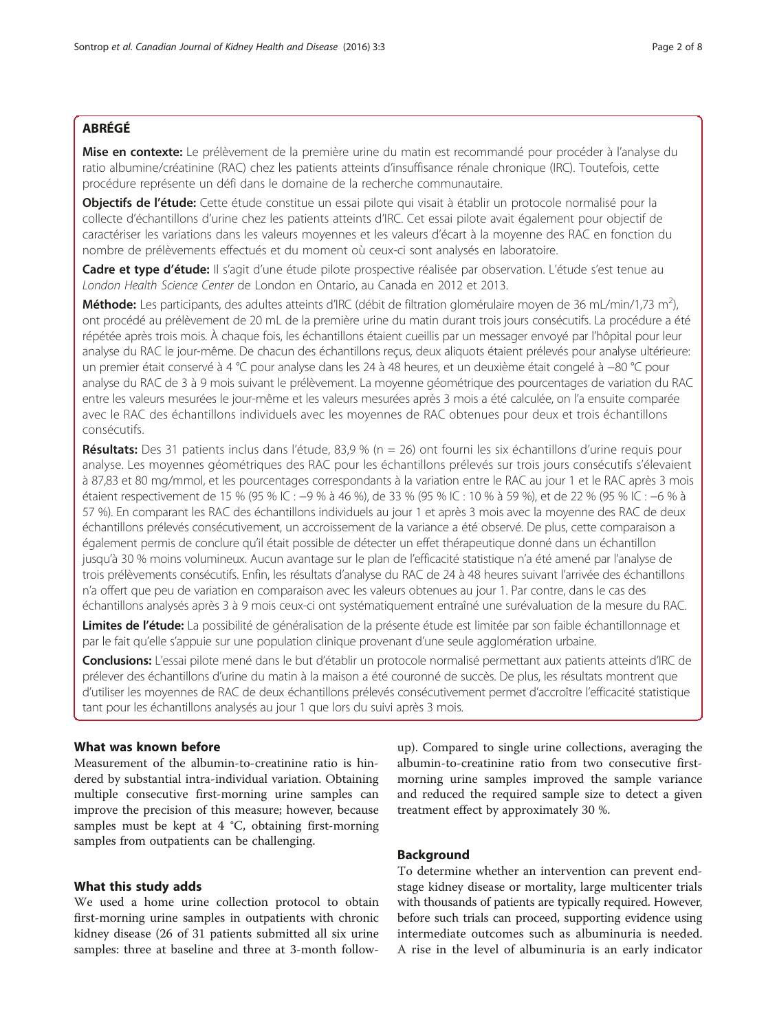## ABRÉGÉ

**Mise en contexte:** Le prélèvement de la première urine du matin est recommandé pour procéder à l'analyse du ratio albumine/créatinine (RAC) chez les patients atteints d'insuffisance rénale chronique (IRC). Toutefois, cette procédure représente un défi dans le domaine de la recherche communautaire.

**Objectifs de l'étude:** Cette étude constitue un essai pilote qui visait à établir un protocole normalisé pour la collecte d'échantillons d'urine chez les patients atteints d'IRC. Cet essai pilote avait également pour objectif de caractériser les variations dans les valeurs moyennes et les valeurs d'écart à la moyenne des RAC en fonction du nombre de prélèvements effectués et du moment où ceux-ci sont analysés en laboratoire.

**Cadre et type d'étude:** Il s'agit d'une étude pilote prospective réalisée par observation. L'étude s'est tenue au *London Health Science Center* de London en Ontario, au Canada en 2012 et 2013.

**Méthode:** Les participants, des adultes atteints d'IRC (débit de filtration glomérulaire moyen de 36 mL/min/1,73 m$^2$), ont procédé au prélèvement de 20 mL de la première urine du matin durant trois jours consécutifs. La procédure a été répétée après trois mois. À chaque fois, les échantillons étaient cueillis par un messager envoyé par l'hôpital pour leur analyse du RAC le jour-même. De chacun des échantillons reçus, deux aliquots étaient prélevés pour analyse ultérieure: un premier était conservé à 4 °C pour analyse dans les 24 à 48 heures, et un deuxième était congelé à −80 °C pour analyse du RAC de 3 à 9 mois suivant le prélèvement. La moyenne géométrique des pourcentages de variation du RAC entre les valeurs mesurées le jour-même et les valeurs mesurées après 3 mois a été calculée, on l'a ensuite comparée avec le RAC des échantillons individuels avec les moyennes de RAC obtenues pour deux et trois échantillons consécutifs.

**Résultats:** Des 31 patients inclus dans l'étude, 83,9 % (n = 26) ont fourni les six échantillons d'urine requis pour analyse. Les moyennes géométriques des RAC pour les échantillons prélevés sur trois jours consécutifs s'élevaient à 87,83 et 80 mg/mmol, et les pourcentages correspondants à la variation entre le RAC au jour 1 et le RAC après 3 mois étaient respectivement de 15 % (95 % IC : −9 % à 46 %), de 33 % (95 % IC : 10 % à 59 %), et de 22 % (95 % IC : −6 % à 57 %). En comparant les RAC des échantillons individuels au jour 1 et après 3 mois avec la moyenne des RAC de deux échantillons prélevés consécutivement, un accroissement de la variance a été observé. De plus, cette comparaison a également permis de conclure qu'il était possible de détecter un effet thérapeutique donné dans un échantillon jusqu'à 30 % moins volumineux. Aucun avantage sur le plan de l'efficacité statistique n'a été amené par l'analyse de trois prélèvements consécutifs. Enfin, les résultats d'analyse du RAC de 24 à 48 heures suivant l'arrivée des échantillons n'a offert que peu de variation en comparaison avec les valeurs obtenues au jour 1. Par contre, dans le cas des échantillons analysés après 3 à 9 mois ceux-ci ont systématiquement entraîné une surévaluation de la mesure du RAC.

**Limites de l'étude:** La possibilité de généralisation de la présente étude est limitée par son faible échantillonnage et par le fait qu'elle s'appuie sur une population clinique provenant d'une seule agglomération urbaine.

**Conclusions:** L'essai pilote mené dans le but d'établir un protocole normalisé permettant aux patients atteints d'IRC de prélever des échantillons d'urine du matin à la maison a été couronné de succès. De plus, les résultats montrent que d'utiliser les moyennes de RAC de deux échantillons prélevés consécutivement permet d'accroître l'efficacité statistique tant pour les échantillons analysés au jour 1 que lors du suivi après 3 mois.

### What was known before

Measurement of the albumin-to-creatinine ratio is hindered by substantial intra-individual variation. Obtaining multiple consecutive first-morning urine samples can improve the precision of this measure; however, because samples must be kept at 4 °C, obtaining first-morning samples from outpatients can be challenging.

### What this study adds

We used a home urine collection protocol to obtain first-morning urine samples in outpatients with chronic kidney disease (26 of 31 patients submitted all six urine samples: three at baseline and three at 3-month follow-up). Compared to single urine collections, averaging the albumin-to-creatinine ratio from two consecutive first-morning urine samples improved the sample variance and reduced the required sample size to detect a given treatment effect by approximately 30 %.

## Background

To determine whether an intervention can prevent end-stage kidney disease or mortality, large multicenter trials with thousands of patients are typically required. However, before such trials can proceed, supporting evidence using intermediate outcomes such as albuminuria is needed. A rise in the level of albuminuria is an early indicator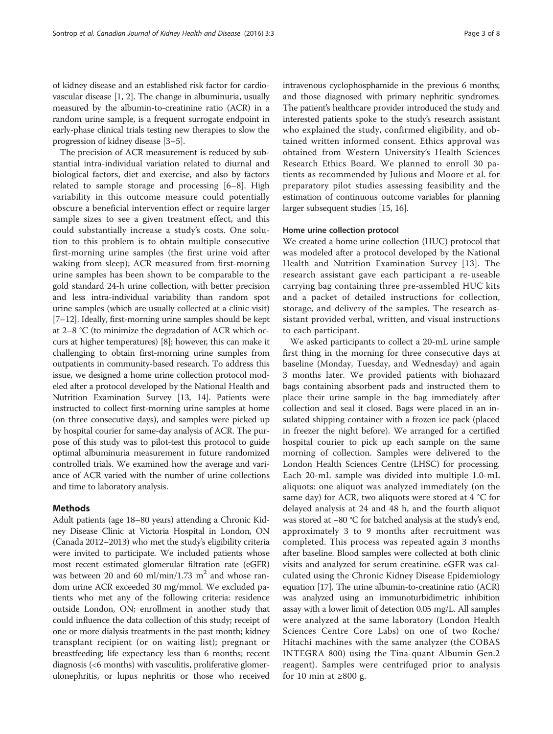of kidney disease and an established risk factor for cardiovascular disease [1, 2]. The change in albuminuria, usually measured by the albumin-to-creatinine ratio (ACR) in a random urine sample, is a frequent surrogate endpoint in early-phase clinical trials testing new therapies to slow the progression of kidney disease [3–5].

The precision of ACR measurement is reduced by substantial intra-individual variation related to diurnal and biological factors, diet and exercise, and also by factors related to sample storage and processing [6–8]. High variability in this outcome measure could potentially obscure a beneficial intervention effect or require larger sample sizes to see a given treatment effect, and this could substantially increase a study's costs. One solution to this problem is to obtain multiple consecutive first-morning urine samples (the first urine void after waking from sleep); ACR measured from first-morning urine samples has been shown to be comparable to the gold standard 24-h urine collection, with better precision and less intra-individual variability than random spot urine samples (which are usually collected at a clinic visit) [7–12]. Ideally, first-morning urine samples should be kept at 2–8 °C (to minimize the degradation of ACR which occurs at higher temperatures) [8]; however, this can make it challenging to obtain first-morning urine samples from outpatients in community-based research. To address this issue, we designed a home urine collection protocol modeled after a protocol developed by the National Health and Nutrition Examination Survey [13, 14]. Patients were instructed to collect first-morning urine samples at home (on three consecutive days), and samples were picked up by hospital courier for same-day analysis of ACR. The purpose of this study was to pilot-test this protocol to guide optimal albuminuria measurement in future randomized controlled trials. We examined how the average and variance of ACR varied with the number of urine collections and time to laboratory analysis.

## Methods

Adult patients (age 18–80 years) attending a Chronic Kidney Disease Clinic at Victoria Hospital in London, ON (Canada 2012–2013) who met the study's eligibility criteria were invited to participate. We included patients whose most recent estimated glomerular filtration rate (eGFR) was between 20 and 60 ml/min/1.73 $m^2$ and whose random urine ACR exceeded 30 mg/mmol. We excluded patients who met any of the following criteria: residence outside London, ON; enrollment in another study that could influence the data collection of this study; receipt of one or more dialysis treatments in the past month; kidney transplant recipient (or on waiting list); pregnant or breastfeeding; life expectancy less than 6 months; recent diagnosis (<6 months) with vasculitis, proliferative glomerulonephritis, or lupus nephritis or those who received intravenous cyclophosphamide in the previous 6 months; and those diagnosed with primary nephritic syndromes. The patient's healthcare provider introduced the study and interested patients spoke to the study's research assistant who explained the study, confirmed eligibility, and obtained written informed consent. Ethics approval was obtained from Western University's Health Sciences Research Ethics Board. We planned to enroll 30 patients as recommended by Julious and Moore et al. for preparatory pilot studies assessing feasibility and the estimation of continuous outcome variables for planning larger subsequent studies [15, 16].

### Home urine collection protocol

We created a home urine collection (HUC) protocol that was modeled after a protocol developed by the National Health and Nutrition Examination Survey [13]. The research assistant gave each participant a re-useable carrying bag containing three pre-assembled HUC kits and a packet of detailed instructions for collection, storage, and delivery of the samples. The research assistant provided verbal, written, and visual instructions to each participant.

We asked participants to collect a 20-mL urine sample first thing in the morning for three consecutive days at baseline (Monday, Tuesday, and Wednesday) and again 3 months later. We provided patients with biohazard bags containing absorbent pads and instructed them to place their urine sample in the bag immediately after collection and seal it closed. Bags were placed in an insulated shipping container with a frozen ice pack (placed in freezer the night before). We arranged for a certified hospital courier to pick up each sample on the same morning of collection. Samples were delivered to the London Health Sciences Centre (LHSC) for processing. Each 20-mL sample was divided into multiple 1.0-mL aliquots: one aliquot was analyzed immediately (on the same day) for ACR, two aliquots were stored at 4 °C for delayed analysis at 24 and 48 h, and the fourth aliquot was stored at −80 °C for batched analysis at the study's end, approximately 3 to 9 months after recruitment was completed. This process was repeated again 3 months after baseline. Blood samples were collected at both clinic visits and analyzed for serum creatinine. eGFR was calculated using the Chronic Kidney Disease Epidemiology equation [17]. The urine albumin-to-creatinine ratio (ACR) was analyzed using an immunoturbidimetric inhibition assay with a lower limit of detection 0.05 mg/L. All samples were analyzed at the same laboratory (London Health Sciences Centre Core Labs) on one of two Roche/Hitachi machines with the same analyzer (the COBAS INTEGRA 800) using the Tina-quant Albumin Gen.2 reagent). Samples were centrifuged prior to analysis for 10 min at ≥800 g.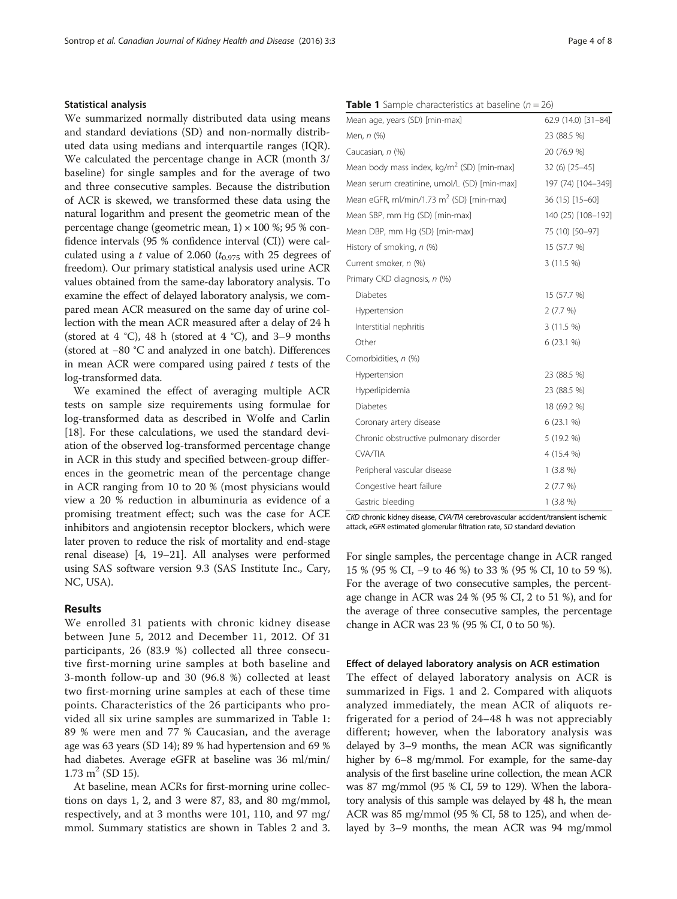### Statistical analysis

We summarized normally distributed data using means and standard deviations (SD) and non-normally distributed data using medians and interquartile ranges (IQR). We calculated the percentage change in ACR (month 3/baseline) for single samples and for the average of two and three consecutive samples. Because the distribution of ACR is skewed, we transformed these data using the natural logarithm and present the geometric mean of the percentage change (geometric mean, 1) × 100 %; 95 % confidence intervals (95 % confidence interval (CI)) were calculated using a $t$ value of 2.060 ($t_{0.975}$ with 25 degrees of freedom). Our primary statistical analysis used urine ACR values obtained from the same-day laboratory analysis. To examine the effect of delayed laboratory analysis, we compared mean ACR measured on the same day of urine collection with the mean ACR measured after a delay of 24 h (stored at 4 °C), 48 h (stored at 4 °C), and 3–9 months (stored at −80 °C and analyzed in one batch). Differences in mean ACR were compared using paired $t$ tests of the log-transformed data.

We examined the effect of averaging multiple ACR tests on sample size requirements using formulae for log-transformed data as described in Wolfe and Carlin [18]. For these calculations, we used the standard deviation of the observed log-transformed percentage change in ACR in this study and specified between-group differences in the geometric mean of the percentage change in ACR ranging from 10 to 20 % (most physicians would view a 20 % reduction in albuminuria as evidence of a promising treatment effect; such was the case for ACE inhibitors and angiotensin receptor blockers, which were later proven to reduce the risk of mortality and end-stage renal disease) [4, 19–21]. All analyses were performed using SAS software version 9.3 (SAS Institute Inc., Cary, NC, USA).

## Results

We enrolled 31 patients with chronic kidney disease between June 5, 2012 and December 11, 2012. Of 31 participants, 26 (83.9 %) collected all three consecutive first-morning urine samples at both baseline and 3-month follow-up and 30 (96.8 %) collected at least two first-morning urine samples at each of these time points. Characteristics of the 26 participants who provided all six urine samples are summarized in Table 1: 89 % were men and 77 % Caucasian, and the average age was 63 years (SD 14); 89 % had hypertension and 69 % had diabetes. Average eGFR at baseline was 36 ml/min/1.73 m$^2$ (SD 15).

At baseline, mean ACRs for first-morning urine collections on days 1, 2, and 3 were 87, 83, and 80 mg/mmol, respectively, and at 3 months were 101, 110, and 97 mg/mmol. Summary statistics are shown in Tables 2 and 3.

**Table 1** Sample characteristics at baseline ($n$ = 26)

| | |
|---|---|
| Mean age, years (SD) [min-max] | 62.9 (14.0) [31–84] |
| Men, n (%) | 23 (88.5 %) |
| Caucasian, n (%) | 20 (76.9 %) |
| Mean body mass index, kg/m$^2$ (SD) [min-max] | 32 (6) [25–45] |
| Mean serum creatinine, umol/L (SD) [min-max] | 197 (74) [104–349] |
| Mean eGFR, ml/min/1.73 m$^2$ (SD) [min-max] | 36 (15) [15–60] |
| Mean SBP, mm Hg (SD) [min-max] | 140 (25) [108–192] |
| Mean DBP, mm Hg (SD) [min-max] | 75 (10) [50–97] |
| History of smoking, n (%) | 15 (57.7 %) |
| Current smoker, n (%) | 3 (11.5 %) |
| Primary CKD diagnosis, n (%) | |
| Diabetes | 15 (57.7 %) |
| Hypertension | 2 (7.7 %) |
| Interstitial nephritis | 3 (11.5 %) |
| Other | 6 (23.1 %) |
| Comorbidities, n (%) | |
| Hypertension | 23 (88.5 %) |
| Hyperlipidemia | 23 (88.5 %) |
| Diabetes | 18 (69.2 %) |
| Coronary artery disease | 6 (23.1 %) |
| Chronic obstructive pulmonary disorder | 5 (19.2 %) |
| CVA/TIA | 4 (15.4 %) |
| Peripheral vascular disease | 1 (3.8 %) |
| Congestive heart failure | 2 (7.7 %) |
| Gastric bleeding | 1 (3.8 %) |

*CKD* chronic kidney disease, *CVA/TIA* cerebrovascular accident/transient ischemic attack, *eGFR* estimated glomerular filtration rate, *SD* standard deviation

For single samples, the percentage change in ACR ranged 15 % (95 % CI, −9 to 46 %) to 33 % (95 % CI, 10 to 59 %). For the average of two consecutive samples, the percentage change in ACR was 24 % (95 % CI, 2 to 51 %), and for the average of three consecutive samples, the percentage change in ACR was 23 % (95 % CI, 0 to 50 %).

### Effect of delayed laboratory analysis on ACR estimation

The effect of delayed laboratory analysis on ACR is summarized in Figs. 1 and 2. Compared with aliquots analyzed immediately, the mean ACR of aliquots refrigerated for a period of 24–48 h was not appreciably different; however, when the laboratory analysis was delayed by 3–9 months, the mean ACR was significantly higher by 6–8 mg/mmol. For example, for the same-day analysis of the first baseline urine collection, the mean ACR was 87 mg/mmol (95 % CI, 59 to 129). When the laboratory analysis of this sample was delayed by 48 h, the mean ACR was 85 mg/mmol (95 % CI, 58 to 125), and when delayed by 3–9 months, the mean ACR was 94 mg/mmol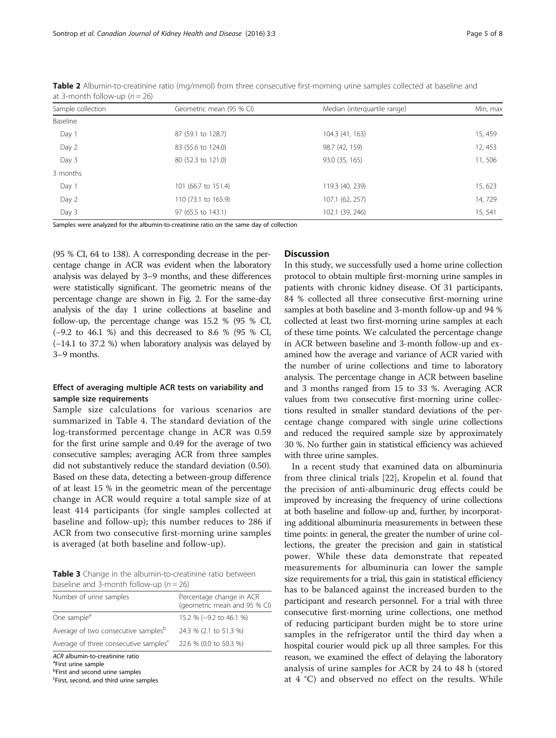**Table 2** Albumin-to-creatinine ratio (mg/mmol) from three consecutive first-morning urine samples collected at baseline and at 3-month follow-up ($n = 26$)

| Sample collection | Geometric mean (95 % CI) | Median (interquartile range) | Min, max |
|---|---|---|---|
| Baseline | | | |
| Day 1 | 87 (59.1 to 128.7) | 104.3 (41, 163) | 15, 459 |
| Day 2 | 83 (55.6 to 124.0) | 98.7 (42, 159) | 12, 453 |
| Day 3 | 80 (52.3 to 121.0) | 93.0 (35, 165) | 11, 506 |
| 3 months | | | |
| Day 1 | 101 (66.7 to 151.4) | 119.3 (40, 239) | 15, 623 |
| Day 2 | 110 (73.1 to 165.9) | 107.1 (62, 257) | 14, 729 |
| Day 3 | 97 (65.5 to 143.1) | 102.1 (39, 246) | 15, 541 |

Samples were analyzed for the albumin-to-creatinine ratio on the same day of collection

(95 % CI, 64 to 138). A corresponding decrease in the percentage change in ACR was evident when the laboratory analysis was delayed by 3–9 months, and these differences were statistically significant. The geometric means of the percentage change are shown in Fig. 2. For the same-day analysis of the day 1 urine collections at baseline and follow-up, the percentage change was 15.2 % (95 % CI, (−9.2 to 46.1 %) and this decreased to 8.6 % (95 % CI, (−14.1 to 37.2 %) when laboratory analysis was delayed by 3–9 months.

### Effect of averaging multiple ACR tests on variability and sample size requirements

Sample size calculations for various scenarios are summarized in Table 4. The standard deviation of the log-transformed percentage change in ACR was 0.59 for the first urine sample and 0.49 for the average of two consecutive samples; averaging ACR from three samples did not substantively reduce the standard deviation (0.50). Based on these data, detecting a between-group difference of at least 15 % in the geometric mean of the percentage change in ACR would require a total sample size of at least 414 participants (for single samples collected at baseline and follow-up); this number reduces to 286 if ACR from two consecutive first-morning urine samples is averaged (at both baseline and follow-up).

**Table 3** Change in the albumin-to-creatinine ratio between baseline and 3-month follow-up ($n = 26$)

| Number of urine samples | Percentage change in ACR (geometric mean and 95 % CI) |
|---|---|
| One sample[a] | 15.2 % (−9.2 to 46.1 %) |
| Average of two consecutive samples[b] | 24.3 % (2.1 to 51.3 %) |
| Average of three consecutive samples[c] | 22.6 % (0.0 to 50.3 %) |

*ACR* albumin-to-creatinine ratio
[a]First urine sample
[b]First and second urine samples
[c]First, second, and third urine samples

## Discussion

In this study, we successfully used a home urine collection protocol to obtain multiple first-morning urine samples in patients with chronic kidney disease. Of 31 participants, 84 % collected all three consecutive first-morning urine samples at both baseline and 3-month follow-up and 94 % collected at least two first-morning urine samples at each of these time points. We calculated the percentage change in ACR between baseline and 3-month follow-up and examined how the average and variance of ACR varied with the number of urine collections and time to laboratory analysis. The percentage change in ACR between baseline and 3 months ranged from 15 to 33 %. Averaging ACR values from two consecutive first-morning urine collections resulted in smaller standard deviations of the percentage change compared with single urine collections and reduced the required sample size by approximately 30 %. No further gain in statistical efficiency was achieved with three urine samples.

In a recent study that examined data on albuminuria from three clinical trials [22], Kropelin et al. found that the precision of anti-albuminuric drug effects could be improved by increasing the frequency of urine collections at both baseline and follow-up and, further, by incorporating additional albuminuria measurements in between these time points: in general, the greater the number of urine collections, the greater the precision and gain in statistical power. While these data demonstrate that repeated measurements for albuminuria can lower the sample size requirements for a trial, this gain in statistical efficiency has to be balanced against the increased burden to the participant and research personnel. For a trial with three consecutive first-morning urine collections, one method of reducing participant burden might be to store urine samples in the refrigerator until the third day when a hospital courier would pick up all three samples. For this reason, we examined the effect of delaying the laboratory analysis of urine samples for ACR by 24 to 48 h (stored at 4 °C) and observed no effect on the results. While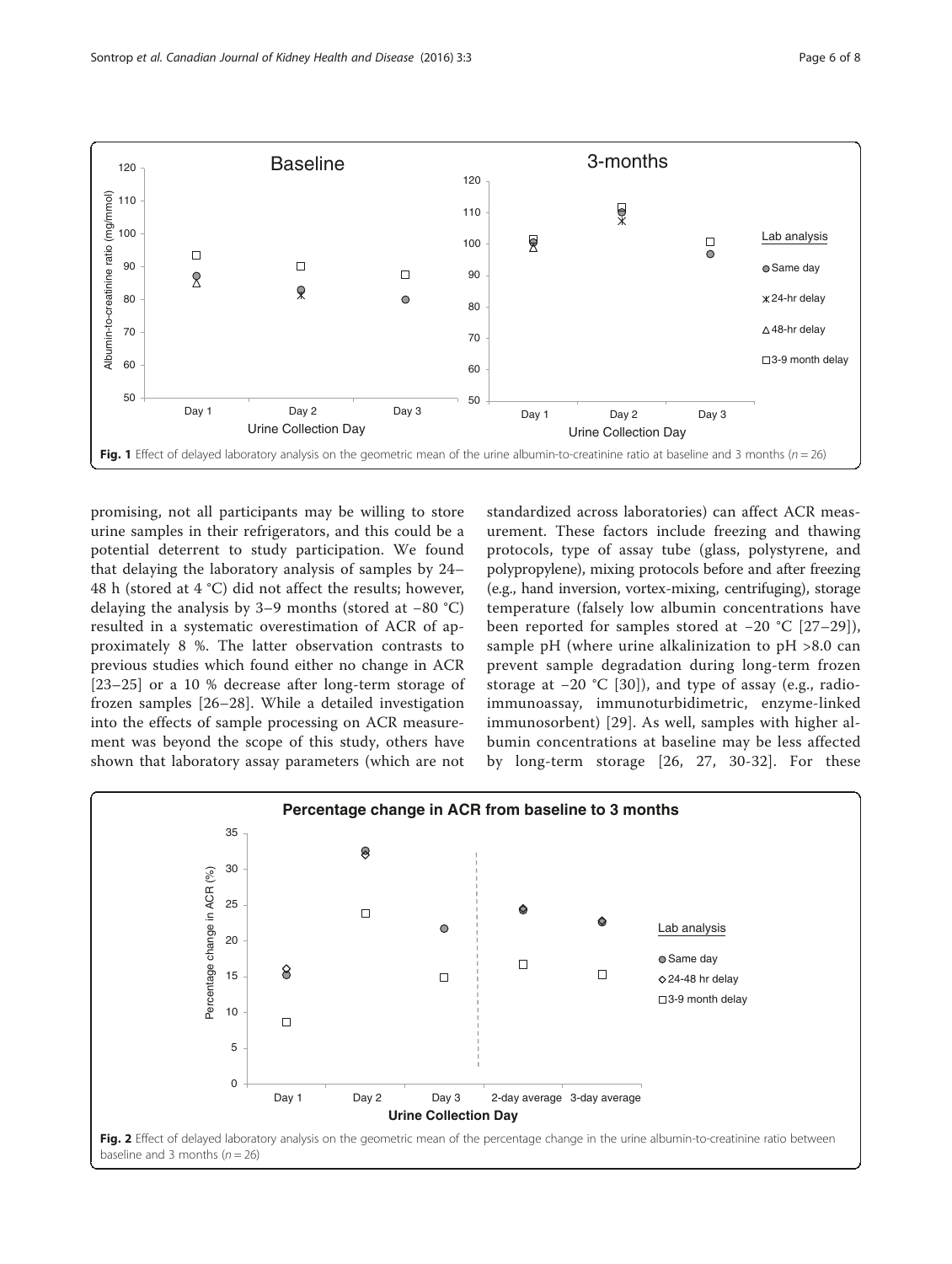Fig. 1 Effect of delayed laboratory analysis on the geometric mean of the urine albumin-to-creatinine ratio at baseline and 3 months ($n = 26$)

promising, not all participants may be willing to store urine samples in their refrigerators, and this could be a potential deterrent to study participation. We found that delaying the laboratory analysis of samples by 24–48 h (stored at 4 °C) did not affect the results; however, delaying the analysis by 3–9 months (stored at −80 °C) resulted in a systematic overestimation of ACR of approximately 8 %. The latter observation contrasts to previous studies which found either no change in ACR [23–25] or a 10 % decrease after long-term storage of frozen samples [26–28]. While a detailed investigation into the effects of sample processing on ACR measurement was beyond the scope of this study, others have shown that laboratory assay parameters (which are not standardized across laboratories) can affect ACR measurement. These factors include freezing and thawing protocols, type of assay tube (glass, polystyrene, and polypropylene), mixing protocols before and after freezing (e.g., hand inversion, vortex-mixing, centrifuging), storage temperature (falsely low albumin concentrations have been reported for samples stored at −20 °C [27–29]), sample pH (where urine alkalinization to pH >8.0 can prevent sample degradation during long-term frozen storage at −20 °C [30]), and type of assay (e.g., radioimmunoassay, immunoturbidimetric, enzyme-linked immunosorbent) [29]. As well, samples with higher albumin concentrations at baseline may be less affected by long-term storage [26, 27, 30-32]. For these

Fig. 2 Effect of delayed laboratory analysis on the geometric mean of the percentage change in the urine albumin-to-creatinine ratio between baseline and 3 months ($n = 26$)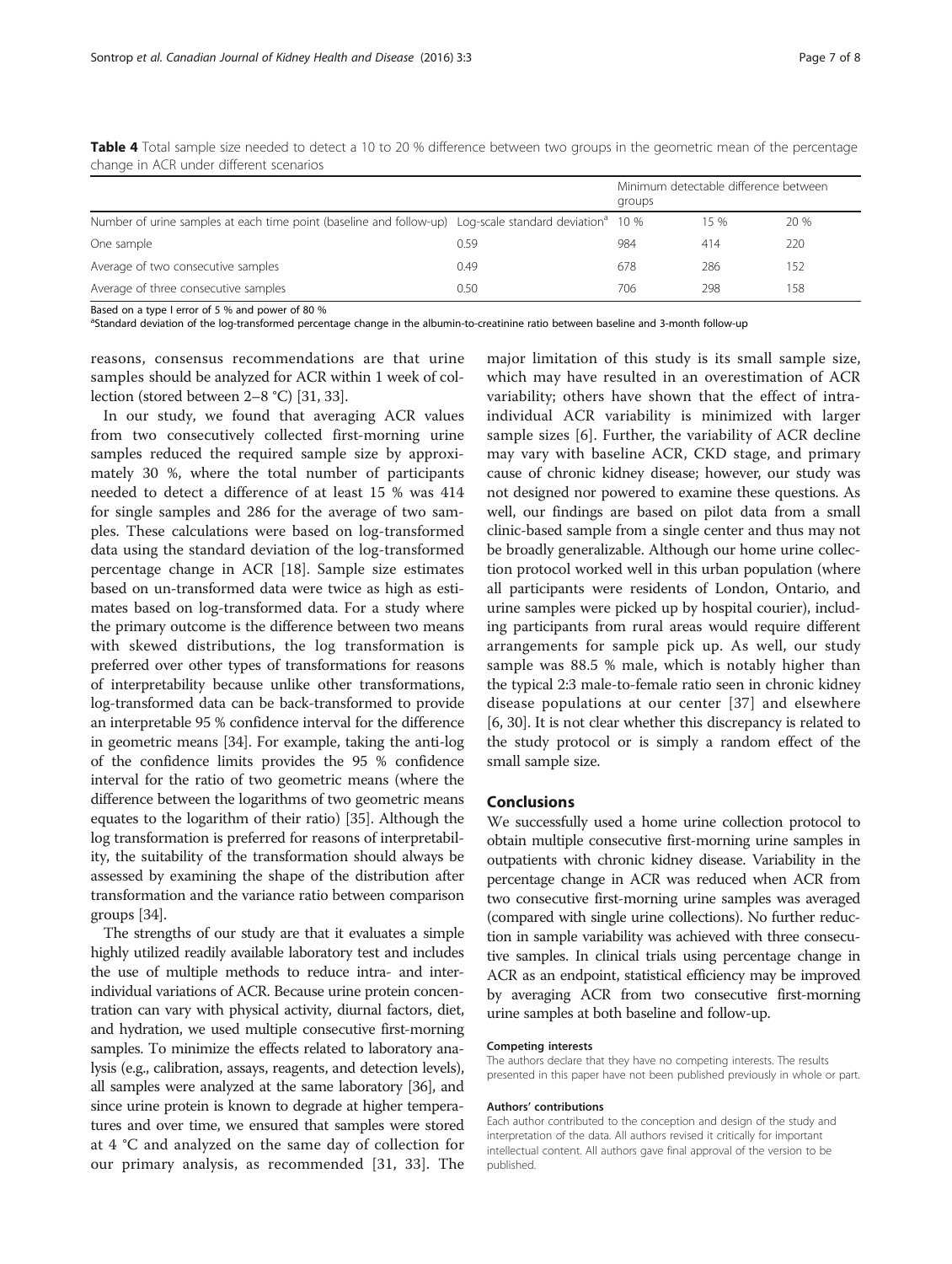**Table 4** Total sample size needed to detect a 10 to 20 % difference between two groups in the geometric mean of the percentage change in ACR under different scenarios

| | | Minimum detectable difference between groups | | |
|---|---|---|---|---|
| Number of urine samples at each time point (baseline and follow-up) | Log-scale standard deviation[a] | 10 % | 15 % | 20 % |
| One sample | 0.59 | 984 | 414 | 220 |
| Average of two consecutive samples | 0.49 | 678 | 286 | 152 |
| Average of three consecutive samples | 0.50 | 706 | 298 | 158 |

Based on a type I error of 5 % and power of 80 %

[a]Standard deviation of the log-transformed percentage change in the albumin-to-creatinine ratio between baseline and 3-month follow-up

reasons, consensus recommendations are that urine samples should be analyzed for ACR within 1 week of collection (stored between 2–8 °C) [31, 33].

In our study, we found that averaging ACR values from two consecutively collected first-morning urine samples reduced the required sample size by approximately 30 %, where the total number of participants needed to detect a difference of at least 15 % was 414 for single samples and 286 for the average of two samples. These calculations were based on log-transformed data using the standard deviation of the log-transformed percentage change in ACR [18]. Sample size estimates based on un-transformed data were twice as high as estimates based on log-transformed data. For a study where the primary outcome is the difference between two means with skewed distributions, the log transformation is preferred over other types of transformations for reasons of interpretability because unlike other transformations, log-transformed data can be back-transformed to provide an interpretable 95 % confidence interval for the difference in geometric means [34]. For example, taking the anti-log of the confidence limits provides the 95 % confidence interval for the ratio of two geometric means (where the difference between the logarithms of two geometric means equates to the logarithm of their ratio) [35]. Although the log transformation is preferred for reasons of interpretability, the suitability of the transformation should always be assessed by examining the shape of the distribution after transformation and the variance ratio between comparison groups [34].

The strengths of our study are that it evaluates a simple highly utilized readily available laboratory test and includes the use of multiple methods to reduce intra- and inter-individual variations of ACR. Because urine protein concentration can vary with physical activity, diurnal factors, diet, and hydration, we used multiple consecutive first-morning samples. To minimize the effects related to laboratory analysis (e.g., calibration, assays, reagents, and detection levels), all samples were analyzed at the same laboratory [36], and since urine protein is known to degrade at higher temperatures and over time, we ensured that samples were stored at 4 °C and analyzed on the same day of collection for our primary analysis, as recommended [31, 33]. The major limitation of this study is its small sample size, which may have resulted in an overestimation of ACR variability; others have shown that the effect of intra-individual ACR variability is minimized with larger sample sizes [6]. Further, the variability of ACR decline may vary with baseline ACR, CKD stage, and primary cause of chronic kidney disease; however, our study was not designed nor powered to examine these questions. As well, our findings are based on pilot data from a small clinic-based sample from a single center and thus may not be broadly generalizable. Although our home urine collection protocol worked well in this urban population (where all participants were residents of London, Ontario, and urine samples were picked up by hospital courier), including participants from rural areas would require different arrangements for sample pick up. As well, our study sample was 88.5 % male, which is notably higher than the typical 2:3 male-to-female ratio seen in chronic kidney disease populations at our center [37] and elsewhere [6, 30]. It is not clear whether this discrepancy is related to the study protocol or is simply a random effect of the small sample size.

## Conclusions

We successfully used a home urine collection protocol to obtain multiple consecutive first-morning urine samples in outpatients with chronic kidney disease. Variability in the percentage change in ACR was reduced when ACR from two consecutive first-morning urine samples was averaged (compared with single urine collections). No further reduction in sample variability was achieved with three consecutive samples. In clinical trials using percentage change in ACR as an endpoint, statistical efficiency may be improved by averaging ACR from two consecutive first-morning urine samples at both baseline and follow-up.

#### Competing interests

The authors declare that they have no competing interests. The results presented in this paper have not been published previously in whole or part.

#### Authors' contributions

Each author contributed to the conception and design of the study and interpretation of the data. All authors revised it critically for important intellectual content. All authors gave final approval of the version to be published.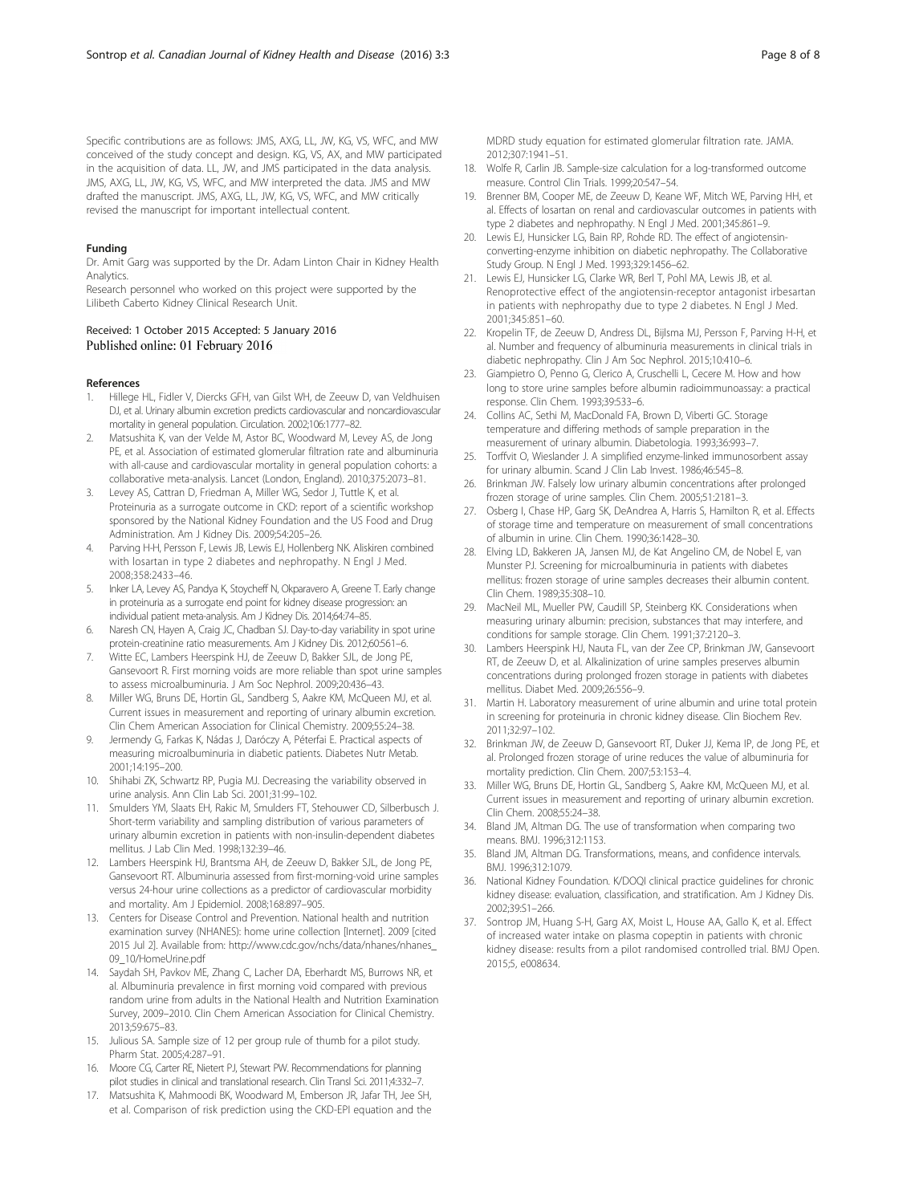Specific contributions are as follows: JMS, AXG, LL, JW, KG, VS, WFC, and MW conceived of the study concept and design. KG, VS, AX, and MW participated in the acquisition of data. LL, JW, and JMS participated in the data analysis. JMS, AXG, LL, JW, KG, VS, WFC, and MW interpreted the data. JMS and MW drafted the manuscript. JMS, AXG, LL, JW, KG, VS, WFC, and MW critically revised the manuscript for important intellectual content.

#### Funding

Dr. Amit Garg was supported by the Dr. Adam Linton Chair in Kidney Health Analytics.

Research personnel who worked on this project were supported by the Lilibeth Caberto Kidney Clinical Research Unit.

Received: 1 October 2015 Accepted: 5 January 2016
Published online: 01 February 2016

#### References

1. Hillege HL, Fidler V, Diercks GFH, van Gilst WH, de Zeeuw D, van Veldhuisen DJ, et al. Urinary albumin excretion predicts cardiovascular and noncardiovascular mortality in general population. Circulation. 2002;106:1777–82.
2. Matsushita K, van der Velde M, Astor BC, Woodward M, Levey AS, de Jong PE, et al. Association of estimated glomerular filtration rate and albuminuria with all-cause and cardiovascular mortality in general population cohorts: a collaborative meta-analysis. Lancet (London, England). 2010;375:2073–81.
3. Levey AS, Cattran D, Friedman A, Miller WG, Sedor J, Tuttle K, et al. Proteinuria as a surrogate outcome in CKD: report of a scientific workshop sponsored by the National Kidney Foundation and the US Food and Drug Administration. Am J Kidney Dis. 2009;54:205–26.
4. Parving H-H, Persson F, Lewis JB, Lewis EJ, Hollenberg NK. Aliskiren combined with losartan in type 2 diabetes and nephropathy. N Engl J Med. 2008;358:2433–46.
5. Inker LA, Levey AS, Pandya K, Stoycheff N, Okparavero A, Greene T. Early change in proteinuria as a surrogate end point for kidney disease progression: an individual patient meta-analysis. Am J Kidney Dis. 2014;64:74–85.
6. Naresh CN, Hayen A, Craig JC, Chadban SJ. Day-to-day variability in spot urine protein-creatinine ratio measurements. Am J Kidney Dis. 2012;60:561–6.
7. Witte EC, Lambers Heerspink HJ, de Zeeuw D, Bakker SJL, de Jong PE, Gansevoort R. First morning voids are more reliable than spot urine samples to assess microalbuminuria. J Am Soc Nephrol. 2009;20:436–43.
8. Miller WG, Bruns DE, Hortin GL, Sandberg S, Aakre KM, McQueen MJ, et al. Current issues in measurement and reporting of urinary albumin excretion. Clin Chem American Association for Clinical Chemistry. 2009;55:24–38.
9. Jermendy G, Farkas K, Nádas J, Daróczy A, Péterfai E. Practical aspects of measuring microalbuminuria in diabetic patients. Diabetes Nutr Metab. 2001;14:195–200.
10. Shihabi ZK, Schwartz RP, Pugia MJ. Decreasing the variability observed in urine analysis. Ann Clin Lab Sci. 2001;31:99–102.
11. Smulders YM, Slaats EH, Rakic M, Smulders FT, Stehouwer CD, Silberbusch J. Short-term variability and sampling distribution of various parameters of urinary albumin excretion in patients with non-insulin-dependent diabetes mellitus. J Lab Clin Med. 1998;132:39–46.
12. Lambers Heerspink HJ, Brantsma AH, de Zeeuw D, Bakker SJL, de Jong PE, Gansevoort RT. Albuminuria assessed from first-morning-void urine samples versus 24-hour urine collections as a predictor of cardiovascular morbidity and mortality. Am J Epidemiol. 2008;168:897–905.
13. Centers for Disease Control and Prevention. National health and nutrition examination survey (NHANES): home urine collection [Internet]. 2009 [cited 2015 Jul 2]. Available from: http://www.cdc.gov/nchs/data/nhanes/nhanes_09_10/HomeUrine.pdf
14. Saydah SH, Pavkov ME, Zhang C, Lacher DA, Eberhardt MS, Burrows NR, et al. Albuminuria prevalence in first morning void compared with previous random urine from adults in the National Health and Nutrition Examination Survey, 2009–2010. Clin Chem American Association for Clinical Chemistry. 2013;59:675–83.
15. Julious SA. Sample size of 12 per group rule of thumb for a pilot study. Pharm Stat. 2005;4:287–91.
16. Moore CG, Carter RE, Nietert PJ, Stewart PW. Recommendations for planning pilot studies in clinical and translational research. Clin Transl Sci. 2011;4:332–7.
17. Matsushita K, Mahmoodi BK, Woodward M, Emberson JR, Jafar TH, Jee SH, et al. Comparison of risk prediction using the CKD-EPI equation and the MDRD study equation for estimated glomerular filtration rate. JAMA. 2012;307:1941–51.
18. Wolfe R, Carlin JB. Sample-size calculation for a log-transformed outcome measure. Control Clin Trials. 1999;20:547–54.
19. Brenner BM, Cooper ME, de Zeeuw D, Keane WF, Mitch WE, Parving HH, et al. Effects of losartan on renal and cardiovascular outcomes in patients with type 2 diabetes and nephropathy. N Engl J Med. 2001;345:861–9.
20. Lewis EJ, Hunsicker LG, Bain RP, Rohde RD. The effect of angiotensin-converting-enzyme inhibition on diabetic nephropathy. The Collaborative Study Group. N Engl J Med. 1993;329:1456–62.
21. Lewis EJ, Hunsicker LG, Clarke WR, Berl T, Pohl MA, Lewis JB, et al. Renoprotective effect of the angiotensin-receptor antagonist irbesartan in patients with nephropathy due to type 2 diabetes. N Engl J Med. 2001;345:851–60.
22. Kropelin TF, de Zeeuw D, Andress DL, Bijlsma MJ, Persson F, Parving H-H, et al. Number and frequency of albuminuria measurements in clinical trials in diabetic nephropathy. Clin J Am Soc Nephrol. 2015;10:410–6.
23. Giampietro O, Penno G, Clerico A, Cruschelli L, Cecere M. How and how long to store urine samples before albumin radioimmunoassay: a practical response. Clin Chem. 1993;39:533–6.
24. Collins AC, Sethi M, MacDonald FA, Brown D, Viberti GC. Storage temperature and differing methods of sample preparation in the measurement of urinary albumin. Diabetologia. 1993;36:993–7.
25. Torffvit O, Wieslander J. A simplified enzyme-linked immunosorbent assay for urinary albumin. Scand J Clin Lab Invest. 1986;46:545–8.
26. Brinkman JW. Falsely low urinary albumin concentrations after prolonged frozen storage of urine samples. Clin Chem. 2005;51:2181–3.
27. Osberg I, Chase HP, Garg SK, DeAndrea A, Harris S, Hamilton R, et al. Effects of storage time and temperature on measurement of small concentrations of albumin in urine. Clin Chem. 1990;36:1428–30.
28. Elving LD, Bakkeren JA, Jansen MJ, de Kat Angelino CM, de Nobel E, van Munster PJ. Screening for microalbuminuria in patients with diabetes mellitus: frozen storage of urine samples decreases their albumin content. Clin Chem. 1989;35:308–10.
29. MacNeil ML, Mueller PW, Caudill SP, Steinberg KK. Considerations when measuring urinary albumin: precision, substances that may interfere, and conditions for sample storage. Clin Chem. 1991;37:2120–3.
30. Lambers Heerspink HJ, Nauta FL, van der Zee CP, Brinkman JW, Gansevoort RT, de Zeeuw D, et al. Alkalinization of urine samples preserves albumin concentrations during prolonged frozen storage in patients with diabetes mellitus. Diabet Med. 2009;26:556–9.
31. Martin H. Laboratory measurement of urine albumin and urine total protein in screening for proteinuria in chronic kidney disease. Clin Biochem Rev. 2011;32:97–102.
32. Brinkman JW, de Zeeuw D, Gansevoort RT, Duker JJ, Kema IP, de Jong PE, et al. Prolonged frozen storage of urine reduces the value of albuminuria for mortality prediction. Clin Chem. 2007;53:153–4.
33. Miller WG, Bruns DE, Hortin GL, Sandberg S, Aakre KM, McQueen MJ, et al. Current issues in measurement and reporting of urinary albumin excretion. Clin Chem. 2008;55:24–38.
34. Bland JM, Altman DG. The use of transformation when comparing two means. BMJ. 1996;312:1153.
35. Bland JM, Altman DG. Transformations, means, and confidence intervals. BMJ. 1996;312:1079.
36. National Kidney Foundation. K/DOQI clinical practice guidelines for chronic kidney disease: evaluation, classification, and stratification. Am J Kidney Dis. 2002;39:S1–266.
37. Sontrop JM, Huang S-H, Garg AX, Moist L, House AA, Gallo K, et al. Effect of increased water intake on plasma copeptin in patients with chronic kidney disease: results from a pilot randomised controlled trial. BMJ Open. 2015;5, e008634.